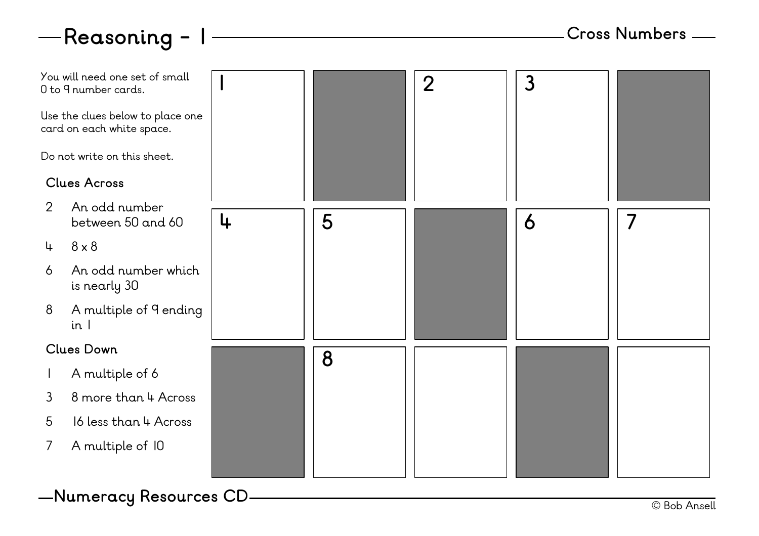# Reasoning - 1

## Cross Numbers

You will need one set of small 0 to 9 number cards.

Use the clues below to place one card on each white space.

Do not write on this sheet.

### Clues Across

2. An odd number between 50 and 60
4. 8 x 8
6. An odd number which is nearly 30
8. A multiple of 9 ending in 1

### Clues Down

1. A multiple of 6
3. 8 more than 4 Across
5. 16 less than 4 Across
7. A multiple of 10

| 1 | ■ | 2 | 3 | ■ |
|---|---|---|---|---|
| 4 | 5 | ■ | 6 | 7 |
| ■ | 8 |  | ■ |  |

Numeracy Resources CD

© Bob Ansell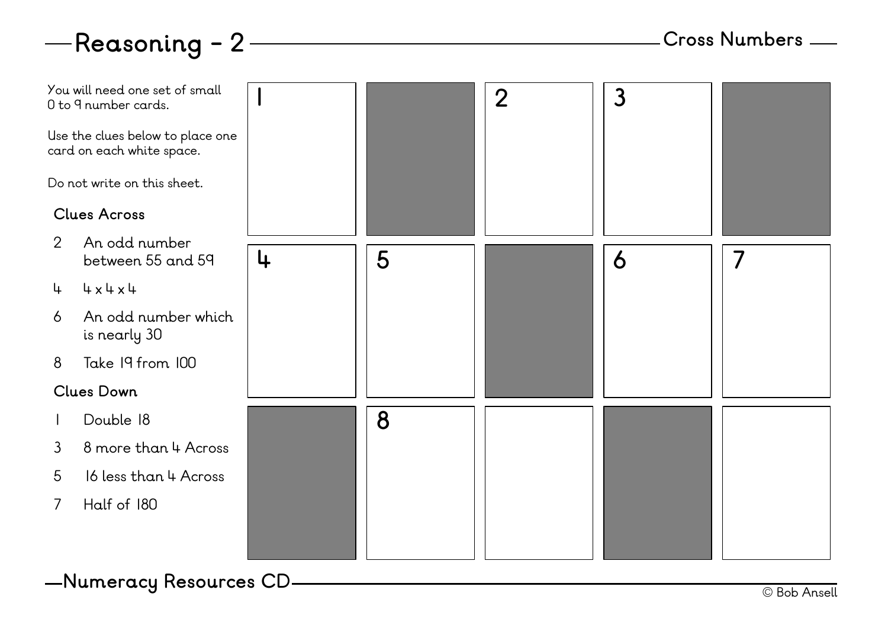# Reasoning - 2

## Cross Numbers

You will need one set of small 0 to 9 number cards.

Use the clues below to place one card on each white space.

Do not write on this sheet.

### Clues Across

2 An odd number between 55 and 59

4 4 x 4 x 4

6 An odd number which is nearly 30

8 Take 19 from 100

### Clues Down

1 Double 18

3 8 more than 4 Across

5 16 less than 4 Across

7 Half of 180

| | | | | |
|---|---|---|---|---|
| 1 | ■ | 2 | 3 | ■ |
| 4 | 5 | ■ | 6 | 7 |
| ■ | 8 | | ■ | |

## Numeracy Resources CD

© Bob Ansell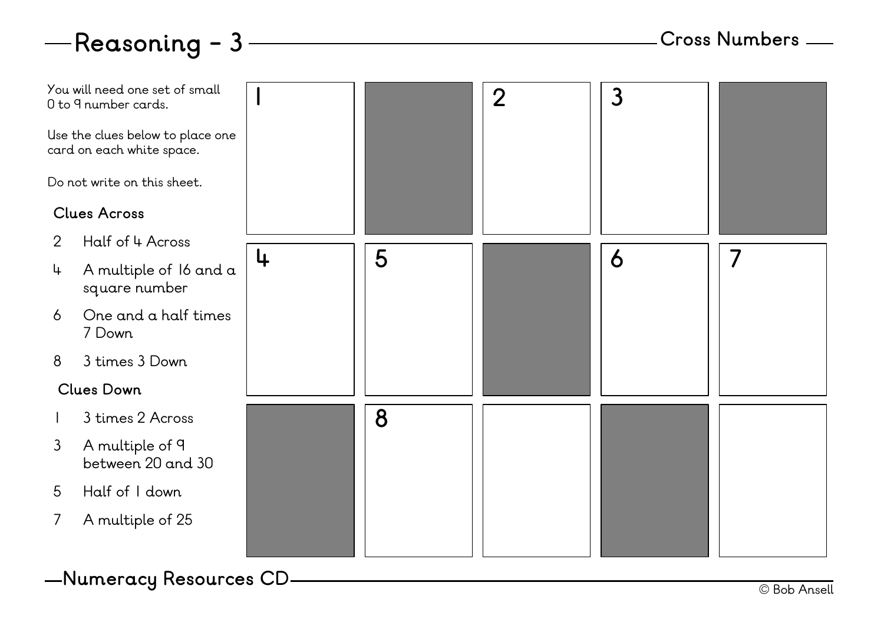# Reasoning - 3

## Cross Numbers

You will need one set of small 0 to 9 number cards.

Use the clues below to place one card on each white space.

Do not write on this sheet.

### Clues Across

- 2 Half of 4 Across
- 4 A multiple of 16 and a square number
- 6 One and a half times 7 Down
- 8 3 times 3 Down

### Clues Down

- 1 3 times 2 Across
- 3 A multiple of 9 between 20 and 30
- 5 Half of 1 down
- 7 A multiple of 25

| | | | | |
|---|---|---|---|---|
| 1 | ■ | 2 | 3 | ■ |
| 4 | 5 | ■ | 6 | 7 |
| ■ | 8 | | ■ | |

## Numeracy Resources CD

© Bob Ansell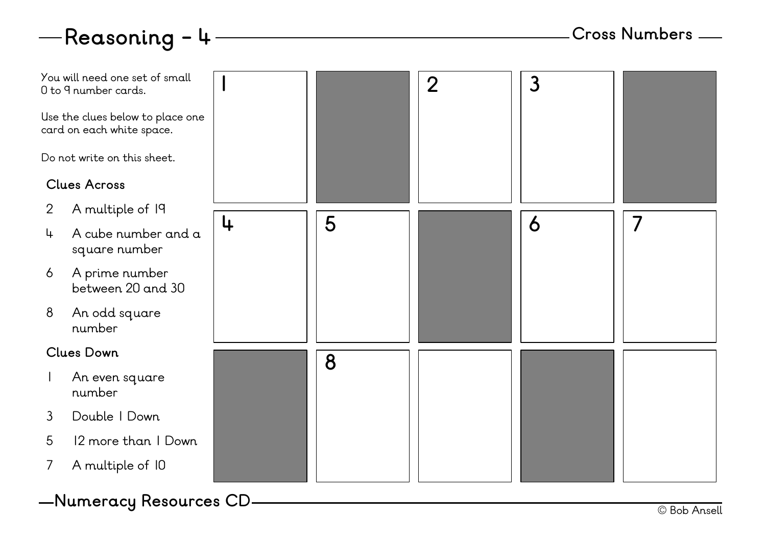# Reasoning - 4

## Cross Numbers

You will need one set of small 0 to 9 number cards.

Use the clues below to place one card on each white space.

Do not write on this sheet.

### Clues Across

2. A multiple of 19
4. A cube number and a square number
6. A prime number between 20 and 30
8. An odd square number

### Clues Down

1. An even square number
3. Double 1 Down
5. 12 more than 1 Down
7. A multiple of 10

| | | | | |
|---|---|---|---|---|
| 1 | ■ | 2 | 3 | ■ |
| 4 | 5 | ■ | 6 | 7 |
| ■ | 8 | | ■ | |

Numeracy Resources CD

© Bob Ansell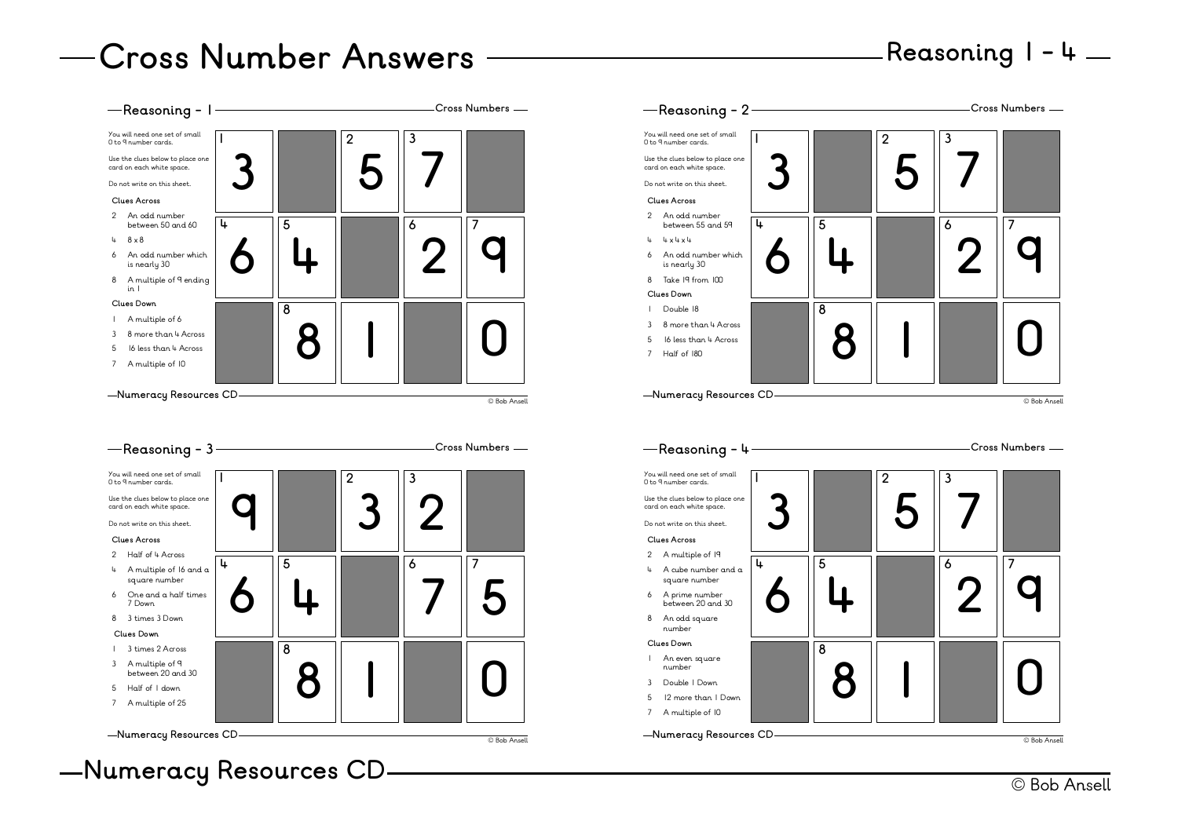# Cross Number Answers

## Reasoning 1 - 4

### Reasoning - 1

Cross Numbers

You will need one set of small 0 to 9 number cards.

Use the clues below to place one card on each white space.

Do not write on this sheet.

**Clues Across**

- 2 An odd number between 50 and 60
- 4 8 x 8
- 6 An odd number which is nearly 30
- 8 A multiple of 9 ending in 1

**Clues Down**

- 1 A multiple of 6
- 3 8 more than 4 Across
- 5 16 less than 4 Across
- 7 A multiple of 10

| | | | | |
|---|---|---|---|---|
| 1: 3 | ■ | 2: 5 | 3: 7 | ■ |
| 4: 6 | 5: 4 | ■ | 6: 2 | 7: 9 |
| ■ | 8: 8 | 1 | ■ | 0 |

Numeracy Resources CD

© Bob Ansell

### Reasoning - 2

Cross Numbers

You will need one set of small 0 to 9 number cards.

Use the clues below to place one card on each white space.

Do not write on this sheet.

**Clues Across**

- 2 An odd number between 55 and 59
- 4 4 x 4 x 4
- 6 An odd number which is nearly 30
- 8 Take 19 from 100

**Clues Down**

- 1 Double 18
- 3 8 more than 4 Across
- 5 16 less than 4 Across
- 7 Half of 180

| | | | | |
|---|---|---|---|---|
| 1: 3 | ■ | 2: 5 | 3: 7 | ■ |
| 4: 6 | 5: 4 | ■ | 6: 2 | 7: 9 |
| ■ | 8: 8 | 1 | ■ | 0 |

Numeracy Resources CD

© Bob Ansell

### Reasoning - 3

Cross Numbers

You will need one set of small 0 to 9 number cards.

Use the clues below to place one card on each white space.

Do not write on this sheet.

**Clues Across**

- 2 Half of 4 Across
- 4 A multiple of 16 and a square number
- 6 One and a half times 7 Down
- 8 3 times 3 Down

**Clues Down**

- 1 3 times 2 Across
- 3 A multiple of 9 between 20 and 30
- 5 Half of 1 down
- 7 A multiple of 25

| | | | | |
|---|---|---|---|---|
| 1: 9 | ■ | 2: 3 | 3: 2 | ■ |
| 4: 6 | 5: 4 | ■ | 6: 7 | 7: 5 |
| ■ | 8: 8 | 1 | ■ | 0 |

Numeracy Resources CD

© Bob Ansell

### Reasoning - 4

Cross Numbers

You will need one set of small 0 to 9 number cards.

Use the clues below to place one card on each white space.

Do not write on this sheet.

**Clues Across**

- 2 A multiple of 19
- 4 A cube number and a square number
- 6 A prime number between 20 and 30
- 8 An odd square number

**Clues Down**

- 1 An even square number
- 3 Double 1 Down
- 5 12 more than 1 Down
- 7 A multiple of 10

| | | | | |
|---|---|---|---|---|
| 1: 3 | ■ | 2: 5 | 3: 7 | ■ |
| 4: 6 | 5: 4 | ■ | 6: 2 | 7: 9 |
| ■ | 8: 8 | 1 | ■ | 0 |

Numeracy Resources CD

© Bob Ansell

Numeracy Resources CD

© Bob Ansell